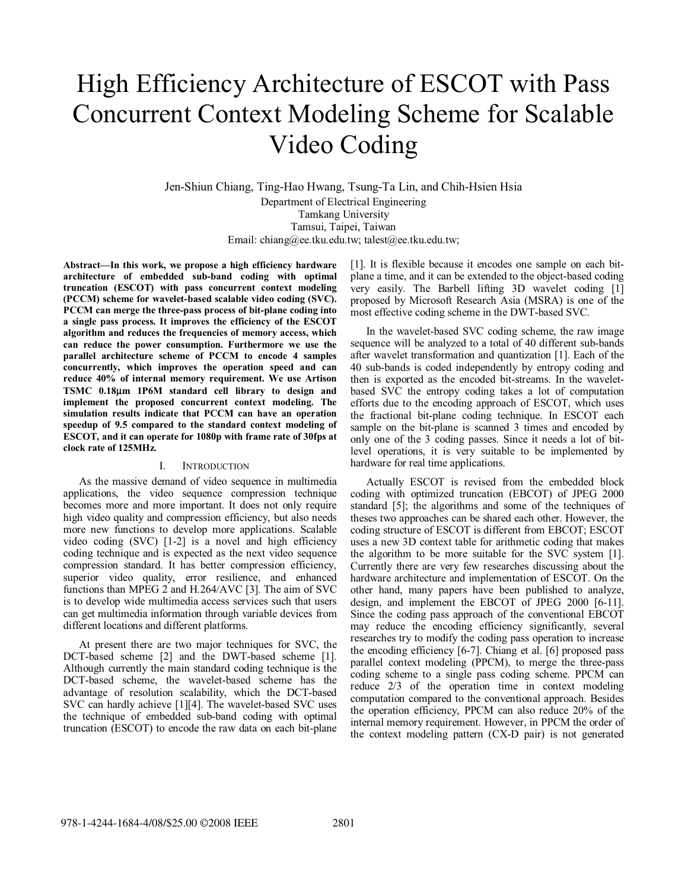# High Efficiency Architecture of ESCOT with Pass Concurrent Context Modeling Scheme for Scalable Video Coding

Jen-Shiun Chiang, Ting-Hao Hwang, Tsung-Ta Lin, and Chih-Hsien Hsia

Department of Electrical Engineering
Tamkang University
Tamsui, Taipei, Taiwan
Email: chiang@ee.tku.edu.tw; talest@ee.tku.edu.tw;

**Abstract—In this work, we propose a high efficiency hardware architecture of embedded sub-band coding with optimal truncation (ESCOT) with pass concurrent context modeling (PCCM) scheme for wavelet-based scalable video coding (SVC). PCCM can merge the three-pass process of bit-plane coding into a single pass process. It improves the efficiency of the ESCOT algorithm and reduces the frequencies of memory access, which can reduce the power consumption. Furthermore we use the parallel architecture scheme of PCCM to encode 4 samples concurrently, which improves the operation speed and can reduce 40% of internal memory requirement. We use Artison TSMC 0.18μm 1P6M standard cell library to design and implement the proposed concurrent context modeling. The simulation results indicate that PCCM can have an operation speedup of 9.5 compared to the standard context modeling of ESCOT, and it can operate for 1080p with frame rate of 30fps at clock rate of 125MHz.**

## I. Introduction

As the massive demand of video sequence in multimedia applications, the video sequence compression technique becomes more and more important. It does not only require high video quality and compression efficiency, but also needs more new functions to develop more applications. Scalable video coding (SVC) [1-2] is a novel and high efficiency coding technique and is expected as the next video sequence compression standard. It has better compression efficiency, superior video quality, error resilience, and enhanced functions than MPEG 2 and H.264/AVC [3]. The aim of SVC is to develop wide multimedia access services such that users can get multimedia information through variable devices from different locations and different platforms.

At present there are two major techniques for SVC, the DCT-based scheme [2] and the DWT-based scheme [1]. Although currently the main standard coding technique is the DCT-based scheme, the wavelet-based scheme has the advantage of resolution scalability, which the DCT-based SVC can hardly achieve [1][4]. The wavelet-based SVC uses the technique of embedded sub-band coding with optimal truncation (ESCOT) to encode the raw data on each bit-plane [1]. It is flexible because it encodes one sample on each bit-plane a time, and it can be extended to the object-based coding very easily. The Barbell lifting 3D wavelet coding [1] proposed by Microsoft Research Asia (MSRA) is one of the most effective coding scheme in the DWT-based SVC.

In the wavelet-based SVC coding scheme, the raw image sequence will be analyzed to a total of 40 different sub-bands after wavelet transformation and quantization [1]. Each of the 40 sub-bands is coded independently by entropy coding and then is exported as the encoded bit-streams. In the wavelet-based SVC the entropy coding takes a lot of computation efforts due to the encoding approach of ESCOT, which uses the fractional bit-plane coding technique. In ESCOT each sample on the bit-plane is scanned 3 times and encoded by only one of the 3 coding passes. Since it needs a lot of bit-level operations, it is very suitable to be implemented by hardware for real time applications.

Actually ESCOT is revised from the embedded block coding with optimized truncation (EBCOT) of JPEG 2000 standard [5]; the algorithms and some of the techniques of theses two approaches can be shared each other. However, the coding structure of ESCOT is different from EBCOT; ESCOT uses a new 3D context table for arithmetic coding that makes the algorithm to be more suitable for the SVC system [1]. Currently there are very few researches discussing about the hardware architecture and implementation of ESCOT. On the other hand, many papers have been published to analyze, design, and implement the EBCOT of JPEG 2000 [6-11]. Since the coding pass approach of the conventional EBCOT may reduce the encoding efficiency significantly, several researches try to modify the coding pass operation to increase the encoding efficiency [6-7]. Chiang et al. [6] proposed pass parallel context modeling (PPCM), to merge the three-pass coding scheme to a single pass coding scheme. PPCM can reduce 2/3 of the operation time in context modeling computation compared to the conventional approach. Besides the operation efficiency, PPCM can also reduce 20% of the internal memory requirement. However, in PPCM the order of the context modeling pattern (CX-D pair) is not generated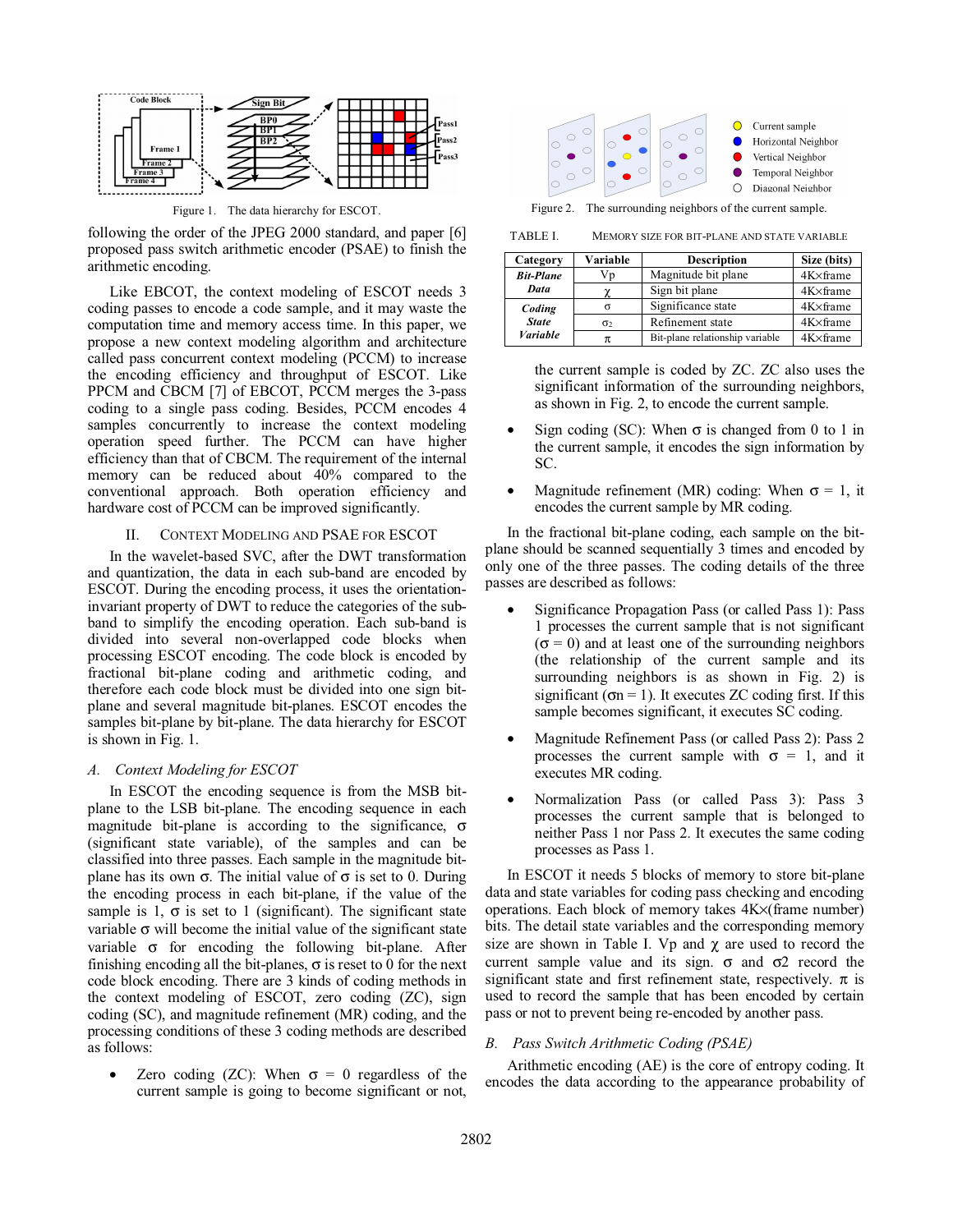Figure 1. The data hierarchy for ESCOT.

following the order of the JPEG 2000 standard, and paper [6] proposed pass switch arithmetic encoder (PSAE) to finish the arithmetic encoding.

Like EBCOT, the context modeling of ESCOT needs 3 coding passes to encode a code sample, and it may waste the computation time and memory access time. In this paper, we propose a new context modeling algorithm and architecture called pass concurrent context modeling (PCCM) to increase the encoding efficiency and throughput of ESCOT. Like PPCM and CBCM [7] of EBCOT, PCCM merges the 3-pass coding to a single pass coding. Besides, PCCM encodes 4 samples concurrently to increase the context modeling operation speed further. The PCCM can have higher efficiency than that of CBCM. The requirement of the internal memory can be reduced about 40% compared to the conventional approach. Both operation efficiency and hardware cost of PCCM can be improved significantly.

## II. Context Modeling and PSAE for ESCOT

In the wavelet-based SVC, after the DWT transformation and quantization, the data in each sub-band are encoded by ESCOT. During the encoding process, it uses the orientation-invariant property of DWT to reduce the categories of the sub-band to simplify the encoding operation. Each sub-band is divided into several non-overlapped code blocks when processing ESCOT encoding. The code block is encoded by fractional bit-plane coding and arithmetic coding, and therefore each code block must be divided into one sign bit-plane and several magnitude bit-planes. ESCOT encodes the samples bit-plane by bit-plane. The data hierarchy for ESCOT is shown in Fig. 1.

### *A. Context Modeling for ESCOT*

In ESCOT the encoding sequence is from the MSB bit-plane to the LSB bit-plane. The encoding sequence in each magnitude bit-plane is according to the significance, σ (significant state variable), of the samples and can be classified into three passes. Each sample in the magnitude bit-plane has its own σ. The initial value of σ is set to 0. During the encoding process in each bit-plane, if the value of the sample is 1, σ is set to 1 (significant). The significant state variable σ will become the initial value of the significant state variable σ for encoding the following bit-plane. After finishing encoding all the bit-planes, σ is reset to 0 for the next code block encoding. There are 3 kinds of coding methods in the context modeling of ESCOT, zero coding (ZC), sign coding (SC), and magnitude refinement (MR) coding, and the processing conditions of these 3 coding methods are described as follows:

- Zero coding (ZC): When σ = 0 regardless of the current sample is going to become significant or not, the current sample is coded by ZC. ZC also uses the significant information of the surrounding neighbors, as shown in Fig. 2, to encode the current sample.
- Sign coding (SC): When σ is changed from 0 to 1 in the current sample, it encodes the sign information by SC.
- Magnitude refinement (MR) coding: When σ = 1, it encodes the current sample by MR coding.

Figure 2. The surrounding neighbors of the current sample.

TABLE I. Memory size for bit-plane and state variable

| Category | Variable | Description | Size (bits) |
|---|---|---|---|
| ***Bit-Plane Data*** | Vp | Magnitude bit plane | 4K×frame |
| | χ | Sign bit plane | 4K×frame |
| ***Coding State Variable*** | σ | Significance state | 4K×frame |
| | $\sigma_2$ | Refinement state | 4K×frame |
| | π | Bit-plane relationship variable | 4K×frame |

In the fractional bit-plane coding, each sample on the bit-plane should be scanned sequentially 3 times and encoded by only one of the three passes. The coding details of the three passes are described as follows:

- Significance Propagation Pass (or called Pass 1): Pass 1 processes the current sample that is not significant (σ = 0) and at least one of the surrounding neighbors (the relationship of the current sample and its surrounding neighbors is as shown in Fig. 2) is significant ($\sigma_n$ = 1). It executes ZC coding first. If this sample becomes significant, it executes SC coding.
- Magnitude Refinement Pass (or called Pass 2): Pass 2 processes the current sample with σ = 1, and it executes MR coding.
- Normalization Pass (or called Pass 3): Pass 3 processes the current sample that is belonged to neither Pass 1 nor Pass 2. It executes the same coding processes as Pass 1.

In ESCOT it needs 5 blocks of memory to store bit-plane data and state variables for coding pass checking and encoding operations. Each block of memory takes 4K×(frame number) bits. The detail state variables and the corresponding memory size are shown in Table I. Vp and χ are used to record the current sample value and its sign. σ and σ2 record the significant state and first refinement state, respectively. π is used to record the sample that has been encoded by certain pass or not to prevent being re-encoded by another pass.

### *B. Pass Switch Arithmetic Coding (PSAE)*

Arithmetic encoding (AE) is the core of entropy coding. It encodes the data according to the appearance probability of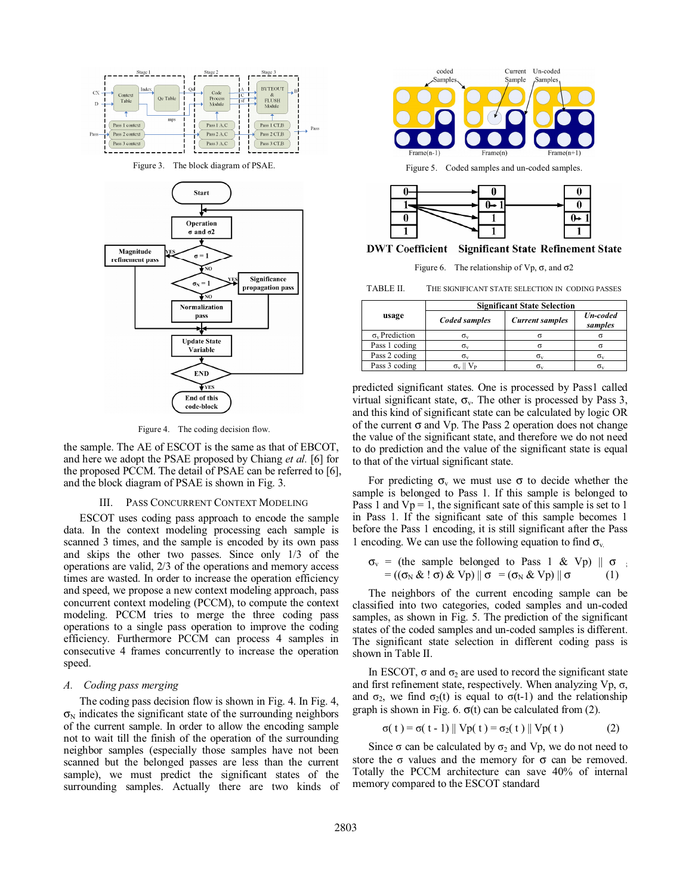Figure 3. The block diagram of PSAE.

Figure 4. The coding decision flow.

the sample. The AE of ESCOT is the same as that of EBCOT, and here we adopt the PSAE proposed by Chiang *et al.* [6] for the proposed PCCM. The detail of PSAE can be referred to [6], and the block diagram of PSAE is shown in Fig. 3.

## III. PASS CONCURRENT CONTEXT MODELING

ESCOT uses coding pass approach to encode the sample data. In the context modeling processing each sample is scanned 3 times, and the sample is encoded by its own pass and skips the other two passes. Since only 1/3 of the operations are valid, 2/3 of the operations and memory access times are wasted. In order to increase the operation efficiency and speed, we propose a new context modeling approach, pass concurrent context modeling (PCCM), to compute the context modeling. PCCM tries to merge the three coding pass operations to a single pass operation to improve the coding efficiency. Furthermore PCCM can process 4 samples in consecutive 4 frames concurrently to increase the operation speed.

### *A. Coding pass merging*

The coding pass decision flow is shown in Fig. 4. In Fig. 4, $\sigma_N$ indicates the significant state of the surrounding neighbors of the current sample. In order to allow the encoding sample not to wait till the finish of the operation of the surrounding neighbor samples (especially those samples have not been scanned but the belonged passes are less than the current sample), we must predict the significant states of the surrounding samples. Actually there are two kinds of predicted significant states. One is processed by Pass1 called virtual significant state, $\sigma_v$. The other is processed by Pass 3, and this kind of significant state can be calculated by logic OR of the current $\sigma$ and Vp. The Pass 2 operation does not change the value of the significant state, and therefore we do not need to do prediction and the value of the significant state is equal to that of the virtual significant state.

Figure 5. Coded samples and un-coded samples.

Figure 6. The relationship of Vp, σ, and σ2

TABLE II. THE SIGNIFICANT STATE SELECTION IN CODING PASSES

| usage | Significant State Selection | | |
|---|---|---|---|
| | *Coded samples* | *Current samples* | *Un-coded samples* |
| $\sigma_v$ Prediction | $\sigma_v$ | $\sigma$ | $\sigma$ |
| Pass 1 coding | $\sigma_v$ | $\sigma$ | $\sigma$ |
| Pass 2 coding | $\sigma_v$ | $\sigma_v$ | $\sigma_v$ |
| Pass 3 coding | $\sigma_v$ \|\| $V_P$ | $\sigma_v$ | $\sigma_v$ |

For predicting $\sigma_v$ we must use $\sigma$ to decide whether the sample is belonged to Pass 1. If this sample is belonged to Pass 1 and Vp = 1, the significant sate of this sample is set to 1 in Pass 1. If the significant sate of this sample becomes 1 before the Pass 1 encoding, it is still significant after the Pass 1 encoding. We can use the following equation to find $\sigma_v$.

$$\sigma_v = (\text{the sample belonged to Pass 1 \& Vp}) \;||\; \sigma = ((\sigma_N \;\&\; !\,\sigma) \;\&\; Vp) \;||\; \sigma = (\sigma_N \;\&\; Vp) \;||\; \sigma \qquad (1)$$

The neighbors of the current encoding sample can be classified into two categories, coded samples and un-coded samples, as shown in Fig. 5. The prediction of the significant states of the coded samples and un-coded samples is different. The significant state selection in different coding pass is shown in Table II.

In ESCOT, $\sigma$ and $\sigma_2$ are used to record the significant state and first refinement state, respectively. When analyzing Vp, $\sigma$, and $\sigma_2$, we find $\sigma_2(t)$ is equal to $\sigma(t\text{-}1)$ and the relationship graph is shown in Fig. 6. $\sigma(t)$ can be calculated from (2).

$$\sigma(t) = \sigma(t-1) \;||\; Vp(t) = \sigma_2(t) \;||\; Vp(t) \qquad (2)$$

Since $\sigma$ can be calculated by $\sigma_2$ and Vp, we do not need to store the $\sigma$ values and the memory for $\sigma$ can be removed. Totally the PCCM architecture can save 40% of internal memory compared to the ESCOT standard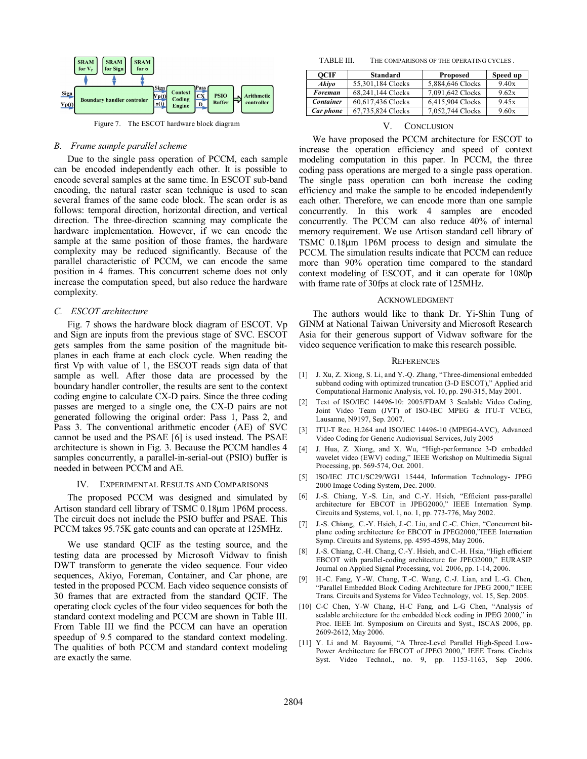SRAM for $V_P$

SRAM for Sign

SRAM for σ

Sign

$Vp(l)$

Boundary handler controler

Sign

$Vp(t)$

σ(t)

Context Coding Engine

Pass

CX

D

PSIO Buffer

Arithmetic controller

Figure 7. The ESCOT hardware block diagram

### *B. Frame sample parallel scheme*

Due to the single pass operation of PCCM, each sample can be encoded independently each other. It is possible to encode several samples at the same time. In ESCOT sub-band encoding, the natural raster scan technique is used to scan several frames of the same code block. The scan order is as follows: temporal direction, horizontal direction, and vertical direction. The three-direction scanning may complicate the hardware implementation. However, if we can encode the sample at the same position of those frames, the hardware complexity may be reduced significantly. Because of the parallel characteristic of PCCM, we can encode the same position in 4 frames. This concurrent scheme does not only increase the computation speed, but also reduce the hardware complexity.

### *C. ESCOT architecture*

Fig. 7 shows the hardware block diagram of ESCOT. Vp and Sign are inputs from the previous stage of SVC. ESCOT gets samples from the same position of the magnitude bit-planes in each frame at each clock cycle. When reading the first Vp with value of 1, the ESCOT reads sign data of that sample as well. After those data are processed by the boundary handler controller, the results are sent to the context coding engine to calculate CX-D pairs. Since the three coding passes are merged to a single one, the CX-D pairs are not generated following the original order: Pass 1, Pass 2, and Pass 3. The conventional arithmetic encoder (AE) of SVC cannot be used and the PSAE [6] is used instead. The PSAE architecture is shown in Fig. 3. Because the PCCM handles 4 samples concurrently, a parallel-in-serial-out (PSIO) buffer is needed in between PCCM and AE.

## IV. Experimental Results and Comparisons

The proposed PCCM was designed and simulated by Artison standard cell library of TSMC 0.18μm 1P6M process. The circuit does not include the PSIO buffer and PSAE. This PCCM takes 95.75K gate counts and can operate at 125MHz.

We use standard QCIF as the testing source, and the testing data are processed by Microsoft Vidwav to finish DWT transform to generate the video sequence. Four video sequences, Akiyo, Foreman, Container, and Car phone, are tested in the proposed PCCM. Each video sequence consists of 30 frames that are extracted from the standard QCIF. The operating clock cycles of the four video sequences for both the standard context modeling and PCCM are shown in Table III. From Table III we find the PCCM can have an operation speedup of 9.5 compared to the standard context modeling. The qualities of both PCCM and standard context modeling are exactly the same.

TABLE III. The comparisons of the operating cycles .

| QCIF | Standard | Proposed | Speed up |
|---|---|---|---|
| *Akiyo* | 55,301,184 Clocks | 5,884,646 Clocks | 9.40x |
| *Foreman* | 68,241,144 Clocks | 7,091,642 Clocks | 9.62x |
| *Container* | 60,617,436 Clocks | 6,415,904 Clocks | 9.45x |
| *Car phone* | 67,735,824 Clocks | 7,052,744 Clocks | 9.60x |

## V. Conclusion

We have proposed the PCCM architecture for ESCOT to increase the operation efficiency and speed of context modeling computation in this paper. In PCCM, the three coding pass operations are merged to a single pass operation. The single pass operation can both increase the coding efficiency and make the sample to be encoded independently each other. Therefore, we can encode more than one sample concurrently. In this work 4 samples are encoded concurrently. The PCCM can also reduce 40% of internal memory requirement. We use Artison standard cell library of TSMC 0.18μm 1P6M process to design and simulate the PCCM. The simulation results indicate that PCCM can reduce more than 90% operation time compared to the standard context modeling of ESCOT, and it can operate for 1080p with frame rate of 30fps at clock rate of 125MHz.

## Acknowledgment

The authors would like to thank Dr. Yi-Shin Tung of GINM at National Taiwan University and Microsoft Research Asia for their generous support of Vidwav software for the video sequence verification to make this research possible.

## References

[1] J. Xu, Z. Xiong, S. Li, and Y.-Q. Zhang, "Three-dimensional embedded subband coding with optimized truncation (3-D ESCOT)," Applied arid Computational Harmonic Analysis, vol. 10, pp. 290-315, May 2001.

[2] Text of ISO/IEC 14496-10: 2005/FDAM 3 Scalable Video Coding, Joint Video Team (JVT) of ISO-IEC MPEG & ITU-T VCEG, Lausanne, N9197, Sep. 2007.

[3] ITU-T Rec. H.264 and ISO/IEC 14496-10 (MPEG4-AVC), Advanced Video Coding for Generic Audiovisual Services, July 2005

[4] J. Hua, Z. Xiong, and X. Wu, "High-performance 3-D embedded wavelet video (EWV) coding," IEEE Workshop on Multimedia Signal Processing, pp. 569-574, Oct. 2001.

[5] ISO/IEC JTC1/SC29/WG1 15444, Information Technology- JPEG 2000 Image Coding System, Dec. 2000.

[6] J.-S. Chiang, Y.-S. Lin, and C.-Y. Hsieh, "Efficient pass-parallel architecture for EBCOT in JPEG2000," IEEE Internation Symp. Circuits and Systems, vol. 1, no. 1, pp. 773-776, May 2002.

[7] J.-S. Chiang, C.-Y. Hsieh, J.-C. Liu, and C.-C. Chien, "Concurrent bit-plane coding architecture for EBCOT in JPEG2000,"IEEE Internation Symp. Circuits and Systems, pp. 4595-4598, May 2006.

[8] J.-S. Chiang, C.-H. Chang, C.-Y. Hsieh, and C.-H. Hsia, "High efficient EBCOT with parallel-coding architecture for JPEG2000," EURASIP Journal on Applied Signal Processing, vol. 2006, pp. 1-14, 2006.

[9] H.-C. Fang, Y.-W. Chang, T.-C. Wang, C.-J. Lian, and L.-G. Chen, "Parallel Embedded Block Coding Architecture for JPEG 2000," IEEE Trans. Circuits and Systems for Video Technology, vol. 15, Sep. 2005.

[10] C-C Chen, Y-W Chang, H-C Fang, and L-G Chen, "Analysis of scalable architecture for the embedded block coding in JPEG 2000," in Proc. IEEE Int. Symposium on Circuits and Syst., ISCAS 2006, pp. 2609-2612, May 2006.

[11] Y. Li and M. Bayoumi, "A Three-Level Parallel High-Speed Low-Power Architecture for EBCOT of JPEG 2000," IEEE Trans. Circhits Syst. Video Technol., no. 9, pp. 1153-1163, Sep 2006.